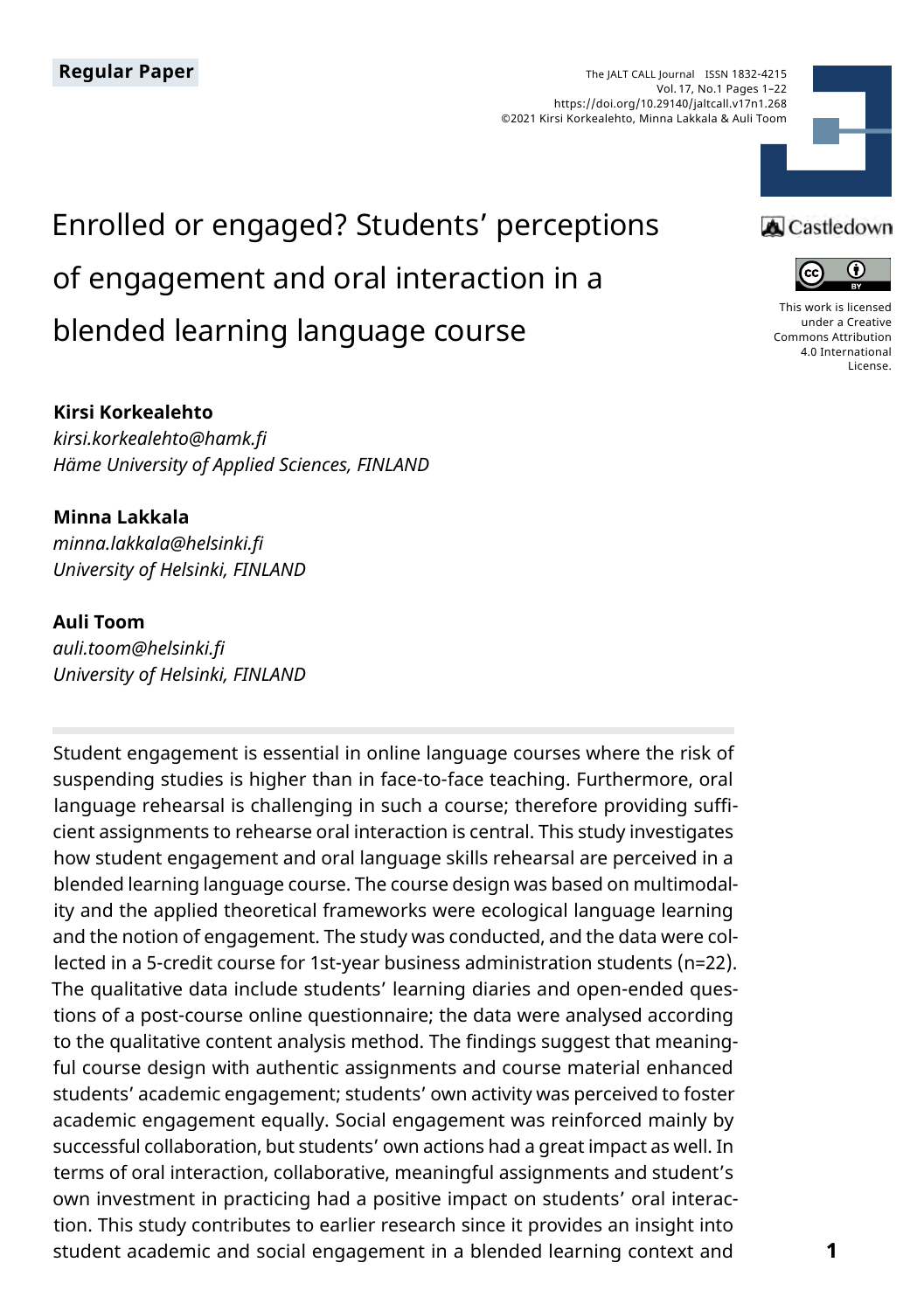Regular Paper

# Enrolled or engaged? Students' perceptions of engagement and oral interaction in a blended learning language course

This work is licensed under a Creative Commons Attribution 4.0 International License.

**Kirsi Korkealehto**
*kirsi.korkealehto@hamk.fi*
*Häme University of Applied Sciences, FINLAND*

**Minna Lakkala**
*minna.lakkala@helsinki.fi*
*University of Helsinki, FINLAND*

**Auli Toom**
*auli.toom@helsinki.fi*
*University of Helsinki, FINLAND*

Student engagement is essential in online language courses where the risk of suspending studies is higher than in face-to-face teaching. Furthermore, oral language rehearsal is challenging in such a course; therefore providing sufficient assignments to rehearse oral interaction is central. This study investigates how student engagement and oral language skills rehearsal are perceived in a blended learning language course. The course design was based on multimodality and the applied theoretical frameworks were ecological language learning and the notion of engagement. The study was conducted, and the data were collected in a 5-credit course for 1st-year business administration students (n=22). The qualitative data include students' learning diaries and open-ended questions of a post-course online questionnaire; the data were analysed according to the qualitative content analysis method. The findings suggest that meaningful course design with authentic assignments and course material enhanced students' academic engagement; students' own activity was perceived to foster academic engagement equally. Social engagement was reinforced mainly by successful collaboration, but students' own actions had a great impact as well. In terms of oral interaction, collaborative, meaningful assignments and student's own investment in practicing had a positive impact on students' oral interaction. This study contributes to earlier research since it provides an insight into student academic and social engagement in a blended learning context and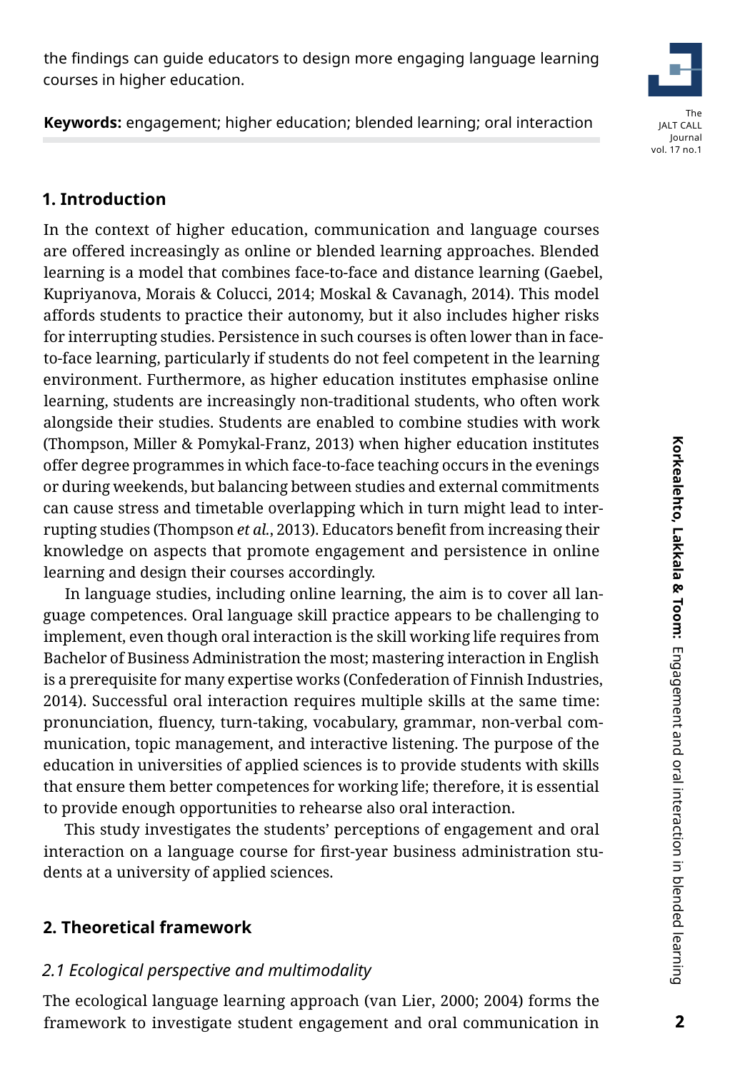the findings can guide educators to design more engaging language learning courses in higher education.

**Keywords:** engagement; higher education; blended learning; oral interaction

## 1. Introduction

In the context of higher education, communication and language courses are offered increasingly as online or blended learning approaches. Blended learning is a model that combines face-to-face and distance learning (Gaebel, Kupriyanova, Morais & Colucci, 2014; Moskal & Cavanagh, 2014). This model affords students to practice their autonomy, but it also includes higher risks for interrupting studies. Persistence in such courses is often lower than in face-to-face learning, particularly if students do not feel competent in the learning environment. Furthermore, as higher education institutes emphasise online learning, students are increasingly non-traditional students, who often work alongside their studies. Students are enabled to combine studies with work (Thompson, Miller & Pomykal-Franz, 2013) when higher education institutes offer degree programmes in which face-to-face teaching occurs in the evenings or during weekends, but balancing between studies and external commitments can cause stress and timetable overlapping which in turn might lead to interrupting studies (Thompson *et al.*, 2013). Educators benefit from increasing their knowledge on aspects that promote engagement and persistence in online learning and design their courses accordingly.

In language studies, including online learning, the aim is to cover all language competences. Oral language skill practice appears to be challenging to implement, even though oral interaction is the skill working life requires from Bachelor of Business Administration the most; mastering interaction in English is a prerequisite for many expertise works (Confederation of Finnish Industries, 2014). Successful oral interaction requires multiple skills at the same time: pronunciation, fluency, turn-taking, vocabulary, grammar, non-verbal communication, topic management, and interactive listening. The purpose of the education in universities of applied sciences is to provide students with skills that ensure them better competences for working life; therefore, it is essential to provide enough opportunities to rehearse also oral interaction.

This study investigates the students' perceptions of engagement and oral interaction on a language course for first-year business administration students at a university of applied sciences.

## 2. Theoretical framework

### *2.1 Ecological perspective and multimodality*

The ecological language learning approach (van Lier, 2000; 2004) forms the framework to investigate student engagement and oral communication in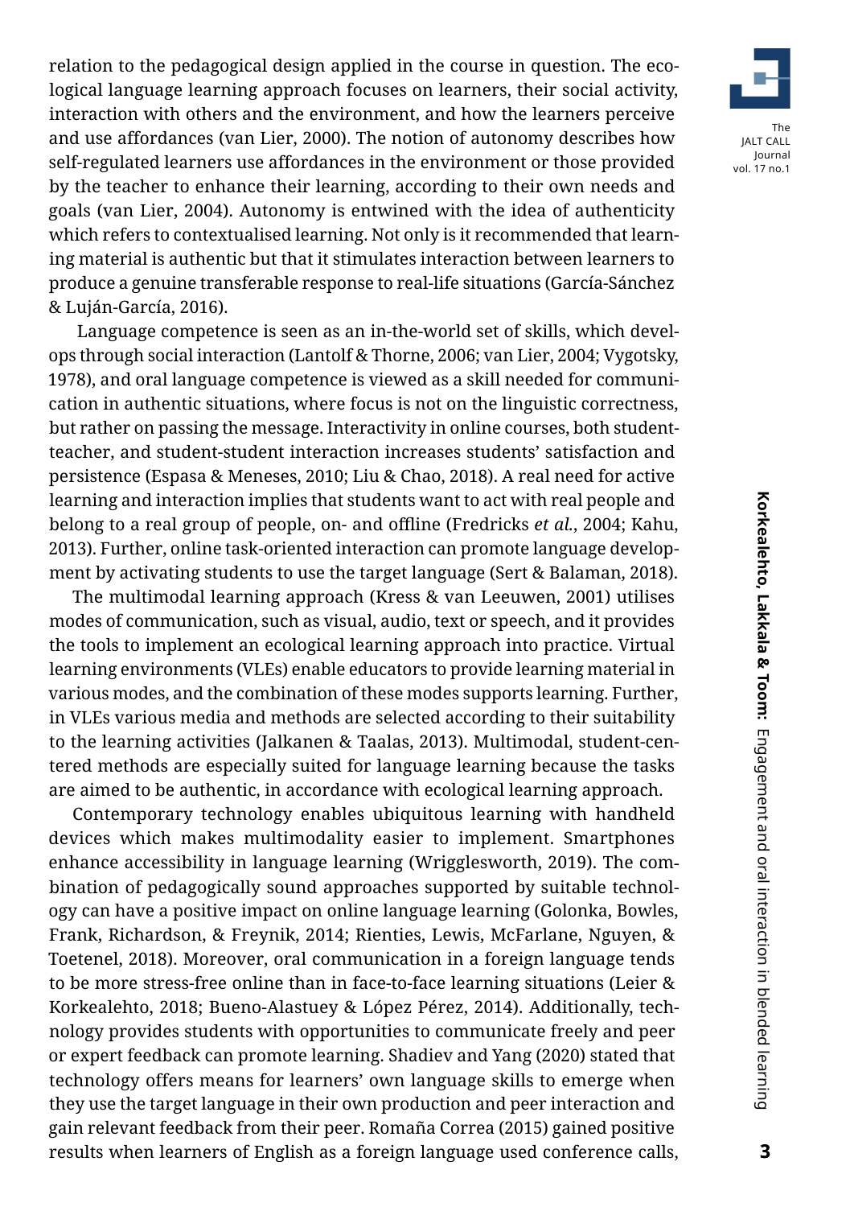relation to the pedagogical design applied in the course in question. The ecological language learning approach focuses on learners, their social activity, interaction with others and the environment, and how the learners perceive and use affordances (van Lier, 2000). The notion of autonomy describes how self-regulated learners use affordances in the environment or those provided by the teacher to enhance their learning, according to their own needs and goals (van Lier, 2004). Autonomy is entwined with the idea of authenticity which refers to contextualised learning. Not only is it recommended that learning material is authentic but that it stimulates interaction between learners to produce a genuine transferable response to real-life situations (García-Sánchez & Luján-García, 2016).

Language competence is seen as an in-the-world set of skills, which develops through social interaction (Lantolf & Thorne, 2006; van Lier, 2004; Vygotsky, 1978), and oral language competence is viewed as a skill needed for communication in authentic situations, where focus is not on the linguistic correctness, but rather on passing the message. Interactivity in online courses, both student-teacher, and student-student interaction increases students' satisfaction and persistence (Espasa & Meneses, 2010; Liu & Chao, 2018). A real need for active learning and interaction implies that students want to act with real people and belong to a real group of people, on- and offline (Fredricks *et al.*, 2004; Kahu, 2013). Further, online task-oriented interaction can promote language development by activating students to use the target language (Sert & Balaman, 2018).

The multimodal learning approach (Kress & van Leeuwen, 2001) utilises modes of communication, such as visual, audio, text or speech, and it provides the tools to implement an ecological learning approach into practice. Virtual learning environments (VLEs) enable educators to provide learning material in various modes, and the combination of these modes supports learning. Further, in VLEs various media and methods are selected according to their suitability to the learning activities (Jalkanen & Taalas, 2013). Multimodal, student-centered methods are especially suited for language learning because the tasks are aimed to be authentic, in accordance with ecological learning approach.

Contemporary technology enables ubiquitous learning with handheld devices which makes multimodality easier to implement. Smartphones enhance accessibility in language learning (Wrigglesworth, 2019). The combination of pedagogically sound approaches supported by suitable technology can have a positive impact on online language learning (Golonka, Bowles, Frank, Richardson, & Freynik, 2014; Rienties, Lewis, McFarlane, Nguyen, & Toetenel, 2018). Moreover, oral communication in a foreign language tends to be more stress-free online than in face-to-face learning situations (Leier & Korkealehto, 2018; Bueno-Alastuey & López Pérez, 2014). Additionally, technology provides students with opportunities to communicate freely and peer or expert feedback can promote learning. Shadiev and Yang (2020) stated that technology offers means for learners' own language skills to emerge when they use the target language in their own production and peer interaction and gain relevant feedback from their peer. Romaña Correa (2015) gained positive results when learners of English as a foreign language used conference calls,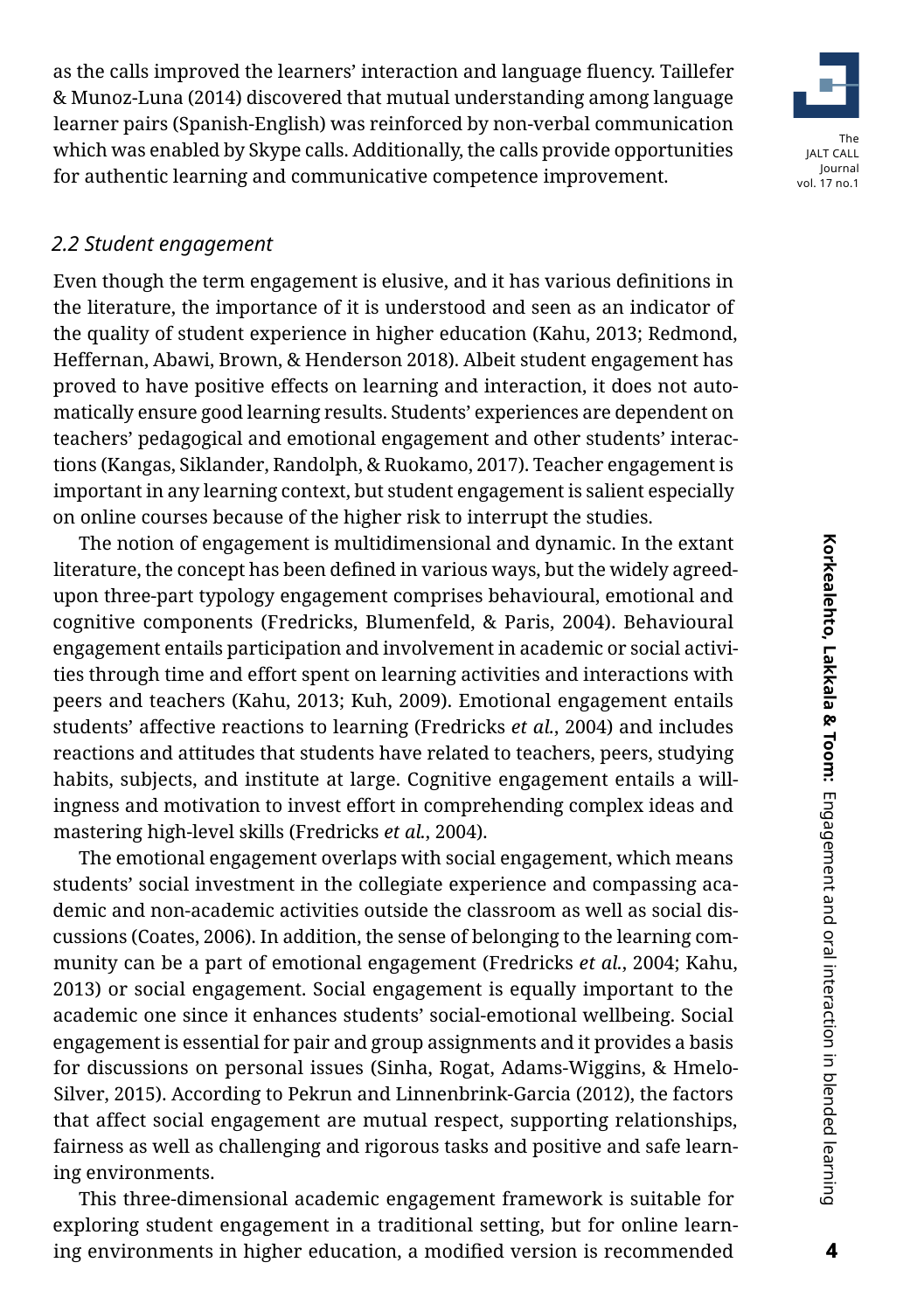as the calls improved the learners' interaction and language fluency. Taillefer & Munoz-Luna (2014) discovered that mutual understanding among language learner pairs (Spanish-English) was reinforced by non-verbal communication which was enabled by Skype calls. Additionally, the calls provide opportunities for authentic learning and communicative competence improvement.

### *2.2 Student engagement*

Even though the term engagement is elusive, and it has various definitions in the literature, the importance of it is understood and seen as an indicator of the quality of student experience in higher education (Kahu, 2013; Redmond, Heffernan, Abawi, Brown, & Henderson 2018). Albeit student engagement has proved to have positive effects on learning and interaction, it does not automatically ensure good learning results. Students' experiences are dependent on teachers' pedagogical and emotional engagement and other students' interactions (Kangas, Siklander, Randolph, & Ruokamo, 2017). Teacher engagement is important in any learning context, but student engagement is salient especially on online courses because of the higher risk to interrupt the studies.

The notion of engagement is multidimensional and dynamic. In the extant literature, the concept has been defined in various ways, but the widely agreed-upon three-part typology engagement comprises behavioural, emotional and cognitive components (Fredricks, Blumenfeld, & Paris, 2004). Behavioural engagement entails participation and involvement in academic or social activities through time and effort spent on learning activities and interactions with peers and teachers (Kahu, 2013; Kuh, 2009). Emotional engagement entails students' affective reactions to learning (Fredricks *et al.*, 2004) and includes reactions and attitudes that students have related to teachers, peers, studying habits, subjects, and institute at large. Cognitive engagement entails a willingness and motivation to invest effort in comprehending complex ideas and mastering high-level skills (Fredricks *et al.*, 2004).

The emotional engagement overlaps with social engagement, which means students' social investment in the collegiate experience and compassing academic and non-academic activities outside the classroom as well as social discussions (Coates, 2006). In addition, the sense of belonging to the learning community can be a part of emotional engagement (Fredricks *et al.*, 2004; Kahu, 2013) or social engagement. Social engagement is equally important to the academic one since it enhances students' social-emotional wellbeing. Social engagement is essential for pair and group assignments and it provides a basis for discussions on personal issues (Sinha, Rogat, Adams-Wiggins, & Hmelo-Silver, 2015). According to Pekrun and Linnenbrink-Garcia (2012), the factors that affect social engagement are mutual respect, supporting relationships, fairness as well as challenging and rigorous tasks and positive and safe learning environments.

This three-dimensional academic engagement framework is suitable for exploring student engagement in a traditional setting, but for online learning environments in higher education, a modified version is recommended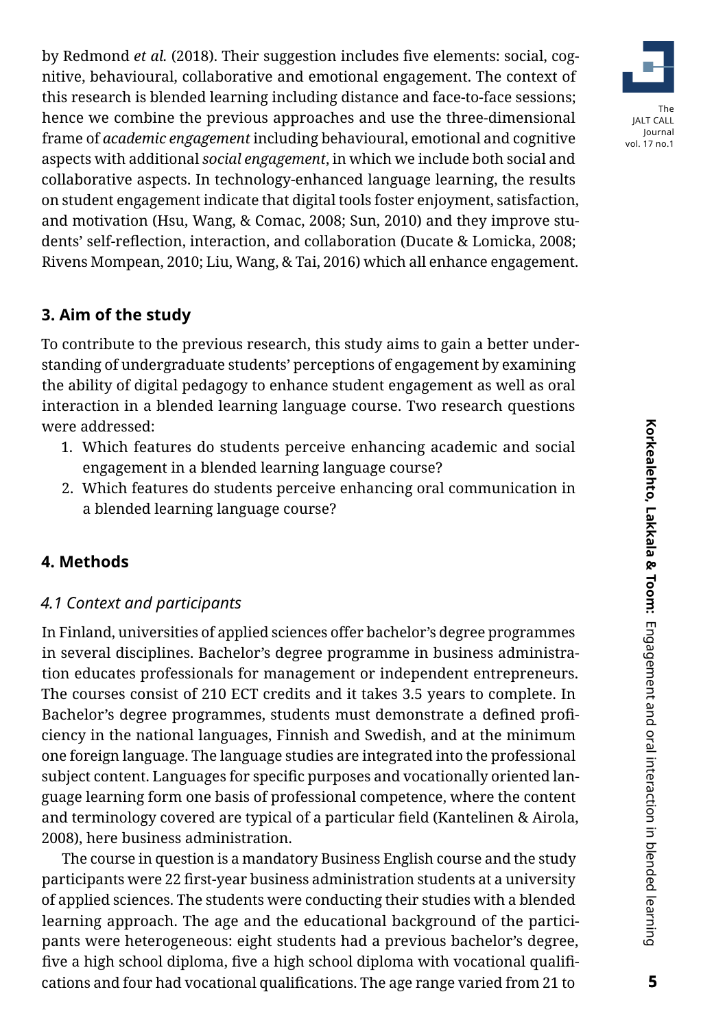by Redmond *et al.* (2018). Their suggestion includes five elements: social, cognitive, behavioural, collaborative and emotional engagement. The context of this research is blended learning including distance and face-to-face sessions; hence we combine the previous approaches and use the three-dimensional frame of *academic engagement* including behavioural, emotional and cognitive aspects with additional *social engagement*, in which we include both social and collaborative aspects. In technology-enhanced language learning, the results on student engagement indicate that digital tools foster enjoyment, satisfaction, and motivation (Hsu, Wang, & Comac, 2008; Sun, 2010) and they improve students' self-reflection, interaction, and collaboration (Ducate & Lomicka, 2008; Rivens Mompean, 2010; Liu, Wang, & Tai, 2016) which all enhance engagement.

## 3. Aim of the study

To contribute to the previous research, this study aims to gain a better understanding of undergraduate students' perceptions of engagement by examining the ability of digital pedagogy to enhance student engagement as well as oral interaction in a blended learning language course. Two research questions were addressed:

1. Which features do students perceive enhancing academic and social engagement in a blended learning language course?
2. Which features do students perceive enhancing oral communication in a blended learning language course?

## 4. Methods

### *4.1 Context and participants*

In Finland, universities of applied sciences offer bachelor's degree programmes in several disciplines. Bachelor's degree programme in business administration educates professionals for management or independent entrepreneurs. The courses consist of 210 ECT credits and it takes 3.5 years to complete. In Bachelor's degree programmes, students must demonstrate a defined proficiency in the national languages, Finnish and Swedish, and at the minimum one foreign language. The language studies are integrated into the professional subject content. Languages for specific purposes and vocationally oriented language learning form one basis of professional competence, where the content and terminology covered are typical of a particular field (Kantelinen & Airola, 2008), here business administration.

The course in question is a mandatory Business English course and the study participants were 22 first-year business administration students at a university of applied sciences. The students were conducting their studies with a blended learning approach. The age and the educational background of the participants were heterogeneous: eight students had a previous bachelor's degree, five a high school diploma, five a high school diploma with vocational qualifications and four had vocational qualifications. The age range varied from 21 to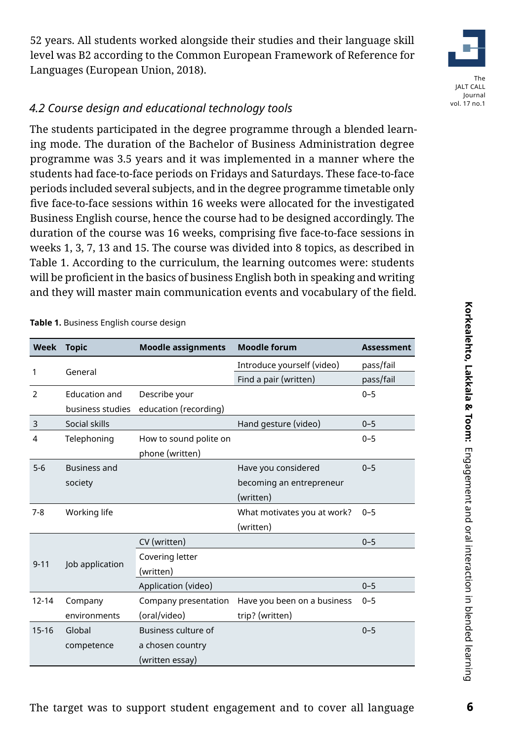52 years. All students worked alongside their studies and their language skill level was B2 according to the Common European Framework of Reference for Languages (European Union, 2018).

### *4.2 Course design and educational technology tools*

The students participated in the degree programme through a blended learning mode. The duration of the Bachelor of Business Administration degree programme was 3.5 years and it was implemented in a manner where the students had face-to-face periods on Fridays and Saturdays. These face-to-face periods included several subjects, and in the degree programme timetable only five face-to-face sessions within 16 weeks were allocated for the investigated Business English course, hence the course had to be designed accordingly. The duration of the course was 16 weeks, comprising five face-to-face sessions in weeks 1, 3, 7, 13 and 15. The course was divided into 8 topics, as described in Table 1. According to the curriculum, the learning outcomes were: students will be proficient in the basics of business English both in speaking and writing and they will master main communication events and vocabulary of the field.

**Table 1.** Business English course design

| Week | Topic | Moodle assignments | Moodle forum | Assessment |
|---|---|---|---|---|
| 1 | General | | Introduce yourself (video) | pass/fail |
| | | | Find a pair (written) | pass/fail |
| 2 | Education and business studies | Describe your education (recording) | | 0–5 |
| 3 | Social skills | | Hand gesture (video) | 0–5 |
| 4 | Telephoning | How to sound polite on phone (written) | | 0–5 |
| 5-6 | Business and society | | Have you considered becoming an entrepreneur (written) | 0–5 |
| 7-8 | Working life | | What motivates you at work? (written) | 0–5 |
| 9-11 | Job application | CV (written) | | 0–5 |
| | | Covering letter (written) | | |
| | | Application (video) | | 0–5 |
| 12-14 | Company environments | Company presentation (oral/video) | Have you been on a business trip? (written) | 0–5 |
| 15-16 | Global competence | Business culture of a chosen country (written essay) | | 0–5 |

The target was to support student engagement and to cover all language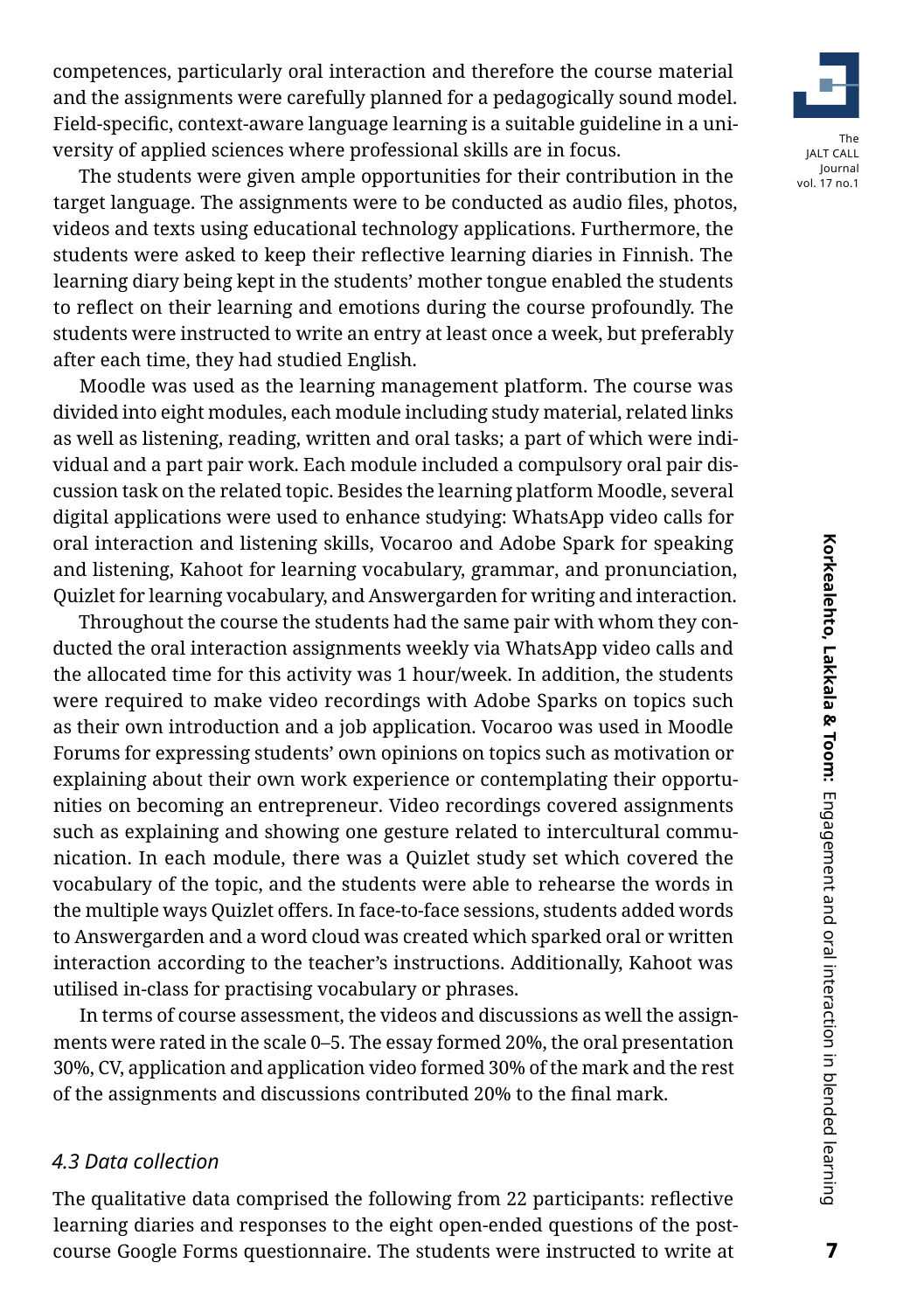competences, particularly oral interaction and therefore the course material and the assignments were carefully planned for a pedagogically sound model. Field-specific, context-aware language learning is a suitable guideline in a university of applied sciences where professional skills are in focus.

The students were given ample opportunities for their contribution in the target language. The assignments were to be conducted as audio files, photos, videos and texts using educational technology applications. Furthermore, the students were asked to keep their reflective learning diaries in Finnish. The learning diary being kept in the students' mother tongue enabled the students to reflect on their learning and emotions during the course profoundly. The students were instructed to write an entry at least once a week, but preferably after each time, they had studied English.

Moodle was used as the learning management platform. The course was divided into eight modules, each module including study material, related links as well as listening, reading, written and oral tasks; a part of which were individual and a part pair work. Each module included a compulsory oral pair discussion task on the related topic. Besides the learning platform Moodle, several digital applications were used to enhance studying: WhatsApp video calls for oral interaction and listening skills, Vocaroo and Adobe Spark for speaking and listening, Kahoot for learning vocabulary, grammar, and pronunciation, Quizlet for learning vocabulary, and Answergarden for writing and interaction.

Throughout the course the students had the same pair with whom they conducted the oral interaction assignments weekly via WhatsApp video calls and the allocated time for this activity was 1 hour/week. In addition, the students were required to make video recordings with Adobe Sparks on topics such as their own introduction and a job application. Vocaroo was used in Moodle Forums for expressing students' own opinions on topics such as motivation or explaining about their own work experience or contemplating their opportunities on becoming an entrepreneur. Video recordings covered assignments such as explaining and showing one gesture related to intercultural communication. In each module, there was a Quizlet study set which covered the vocabulary of the topic, and the students were able to rehearse the words in the multiple ways Quizlet offers. In face-to-face sessions, students added words to Answergarden and a word cloud was created which sparked oral or written interaction according to the teacher's instructions. Additionally, Kahoot was utilised in-class for practising vocabulary or phrases.

In terms of course assessment, the videos and discussions as well the assignments were rated in the scale 0–5. The essay formed 20%, the oral presentation 30%, CV, application and application video formed 30% of the mark and the rest of the assignments and discussions contributed 20% to the final mark.

### *4.3 Data collection*

The qualitative data comprised the following from 22 participants: reflective learning diaries and responses to the eight open-ended questions of the post-course Google Forms questionnaire. The students were instructed to write at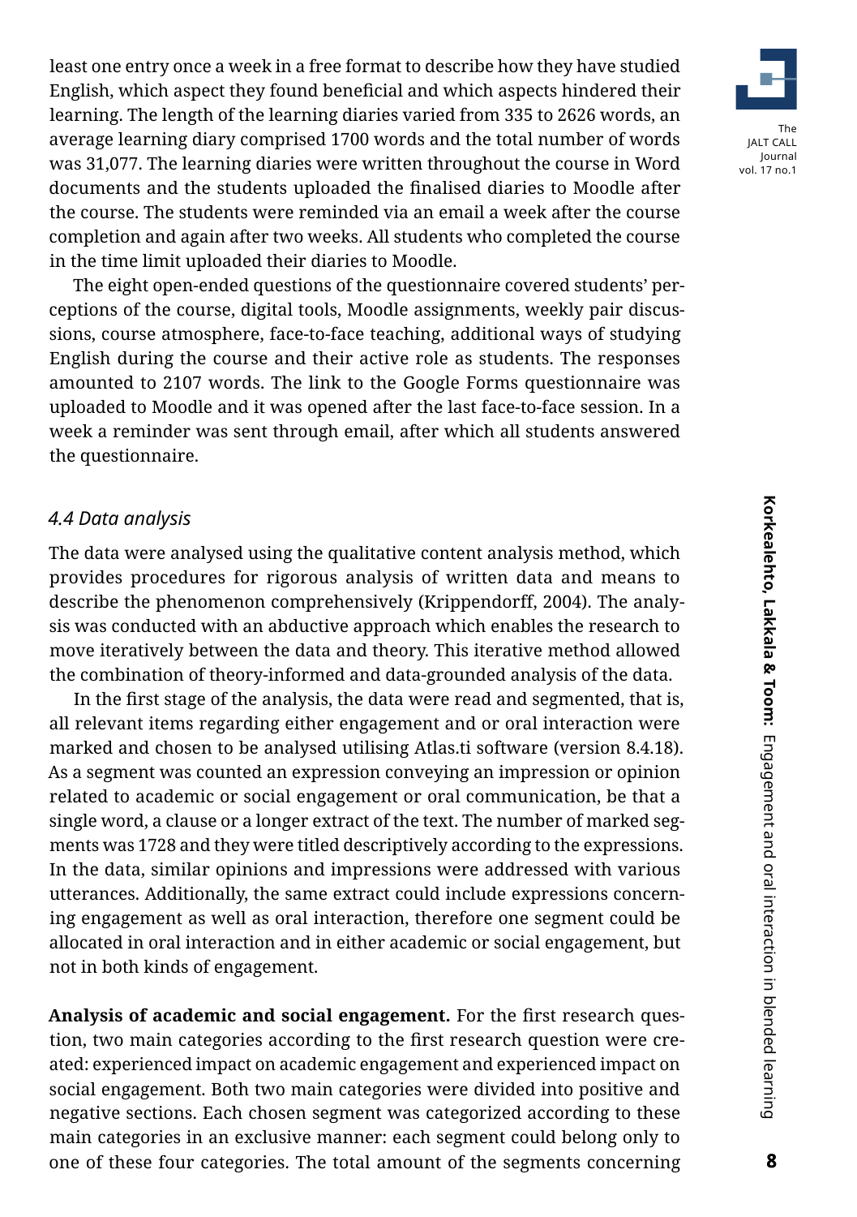least one entry once a week in a free format to describe how they have studied English, which aspect they found beneficial and which aspects hindered their learning. The length of the learning diaries varied from 335 to 2626 words, an average learning diary comprised 1700 words and the total number of words was 31,077. The learning diaries were written throughout the course in Word documents and the students uploaded the finalised diaries to Moodle after the course. The students were reminded via an email a week after the course completion and again after two weeks. All students who completed the course in the time limit uploaded their diaries to Moodle.

The eight open-ended questions of the questionnaire covered students' perceptions of the course, digital tools, Moodle assignments, weekly pair discussions, course atmosphere, face-to-face teaching, additional ways of studying English during the course and their active role as students. The responses amounted to 2107 words. The link to the Google Forms questionnaire was uploaded to Moodle and it was opened after the last face-to-face session. In a week a reminder was sent through email, after which all students answered the questionnaire.

### *4.4 Data analysis*

The data were analysed using the qualitative content analysis method, which provides procedures for rigorous analysis of written data and means to describe the phenomenon comprehensively (Krippendorff, 2004). The analysis was conducted with an abductive approach which enables the research to move iteratively between the data and theory. This iterative method allowed the combination of theory-informed and data-grounded analysis of the data.

In the first stage of the analysis, the data were read and segmented, that is, all relevant items regarding either engagement and or oral interaction were marked and chosen to be analysed utilising Atlas.ti software (version 8.4.18). As a segment was counted an expression conveying an impression or opinion related to academic or social engagement or oral communication, be that a single word, a clause or a longer extract of the text. The number of marked segments was 1728 and they were titled descriptively according to the expressions. In the data, similar opinions and impressions were addressed with various utterances. Additionally, the same extract could include expressions concerning engagement as well as oral interaction, therefore one segment could be allocated in oral interaction and in either academic or social engagement, but not in both kinds of engagement.

**Analysis of academic and social engagement.** For the first research question, two main categories according to the first research question were created: experienced impact on academic engagement and experienced impact on social engagement. Both two main categories were divided into positive and negative sections. Each chosen segment was categorized according to these main categories in an exclusive manner: each segment could belong only to one of these four categories. The total amount of the segments concerning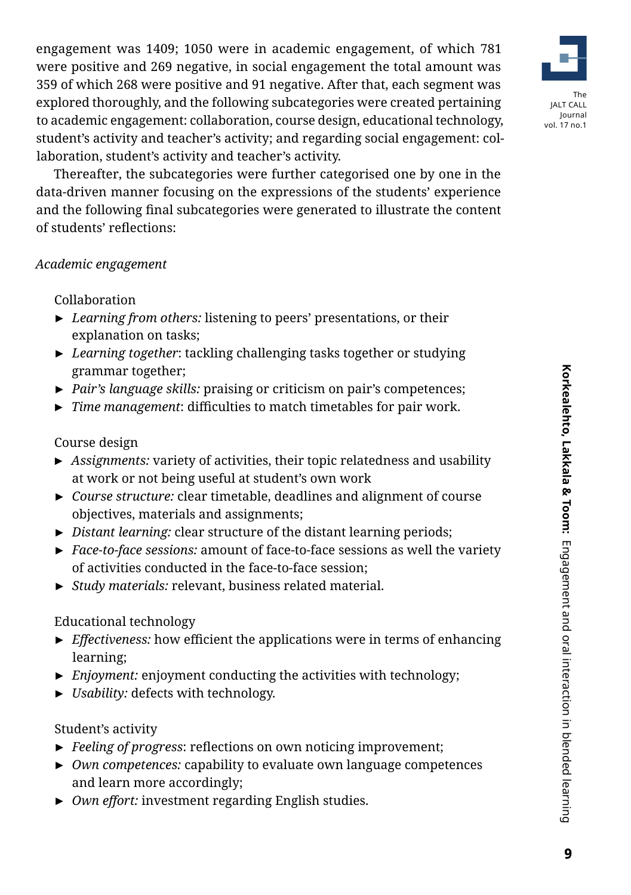engagement was 1409; 1050 were in academic engagement, of which 781 were positive and 269 negative, in social engagement the total amount was 359 of which 268 were positive and 91 negative. After that, each segment was explored thoroughly, and the following subcategories were created pertaining to academic engagement: collaboration, course design, educational technology, student's activity and teacher's activity; and regarding social engagement: collaboration, student's activity and teacher's activity.

Thereafter, the subcategories were further categorised one by one in the data-driven manner focusing on the expressions of the students' experience and the following final subcategories were generated to illustrate the content of students' reflections:

*Academic engagement*

Collaboration

- *Learning from others:* listening to peers' presentations, or their explanation on tasks;
- *Learning together*: tackling challenging tasks together or studying grammar together;
- *Pair's language skills:* praising or criticism on pair's competences;
- *Time management*: difficulties to match timetables for pair work.

Course design

- *Assignments:* variety of activities, their topic relatedness and usability at work or not being useful at student's own work
- *Course structure:* clear timetable, deadlines and alignment of course objectives, materials and assignments;
- *Distant learning:* clear structure of the distant learning periods;
- *Face-to-face sessions:* amount of face-to-face sessions as well the variety of activities conducted in the face-to-face session;
- *Study materials:* relevant, business related material.

Educational technology

- *Effectiveness:* how efficient the applications were in terms of enhancing learning;
- *Enjoyment:* enjoyment conducting the activities with technology;
- *Usability:* defects with technology.

Student's activity

- *Feeling of progress*: reflections on own noticing improvement;
- *Own competences:* capability to evaluate own language competences and learn more accordingly;
- *Own effort:* investment regarding English studies.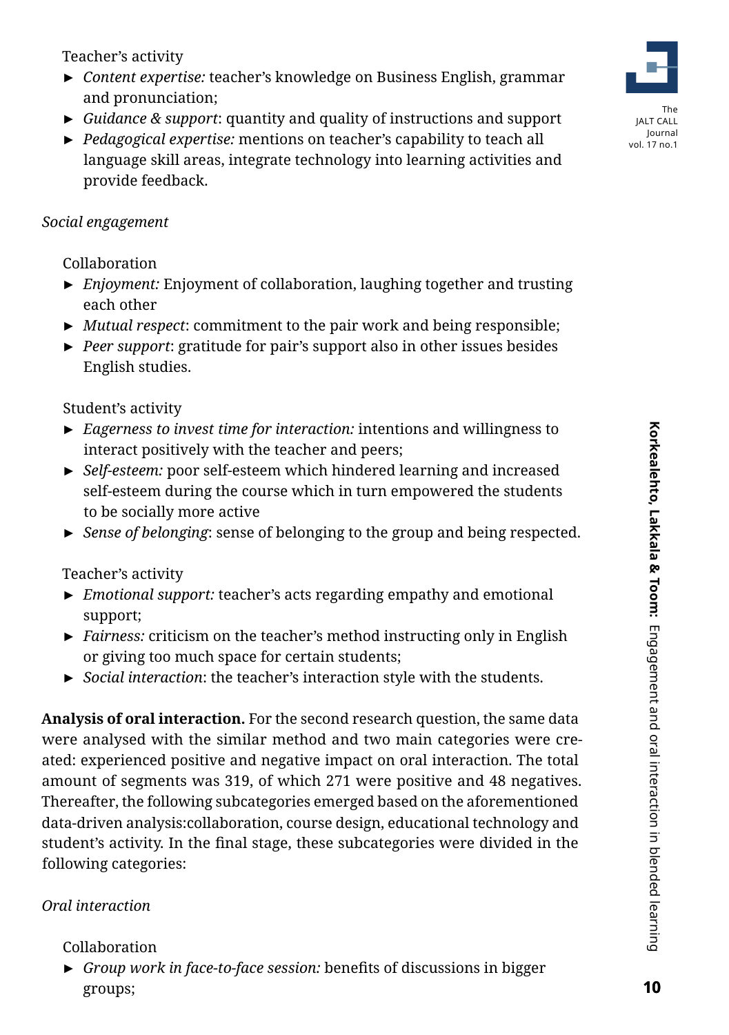Teacher's activity

- *Content expertise:* teacher's knowledge on Business English, grammar and pronunciation;
- *Guidance & support*: quantity and quality of instructions and support
- *Pedagogical expertise:* mentions on teacher's capability to teach all language skill areas, integrate technology into learning activities and provide feedback.

*Social engagement*

Collaboration

- *Enjoyment:* Enjoyment of collaboration, laughing together and trusting each other
- *Mutual respect*: commitment to the pair work and being responsible;
- *Peer support*: gratitude for pair's support also in other issues besides English studies.

Student's activity

- *Eagerness to invest time for interaction:* intentions and willingness to interact positively with the teacher and peers;
- *Self-esteem:* poor self-esteem which hindered learning and increased self-esteem during the course which in turn empowered the students to be socially more active
- *Sense of belonging*: sense of belonging to the group and being respected.

Teacher's activity

- *Emotional support:* teacher's acts regarding empathy and emotional support;
- *Fairness:* criticism on the teacher's method instructing only in English or giving too much space for certain students;
- *Social interaction*: the teacher's interaction style with the students.

**Analysis of oral interaction.** For the second research question, the same data were analysed with the similar method and two main categories were created: experienced positive and negative impact on oral interaction. The total amount of segments was 319, of which 271 were positive and 48 negatives. Thereafter, the following subcategories emerged based on the aforementioned data-driven analysis:collaboration, course design, educational technology and student's activity. In the final stage, these subcategories were divided in the following categories:

*Oral interaction*

Collaboration

- *Group work in face-to-face session:* benefits of discussions in bigger groups;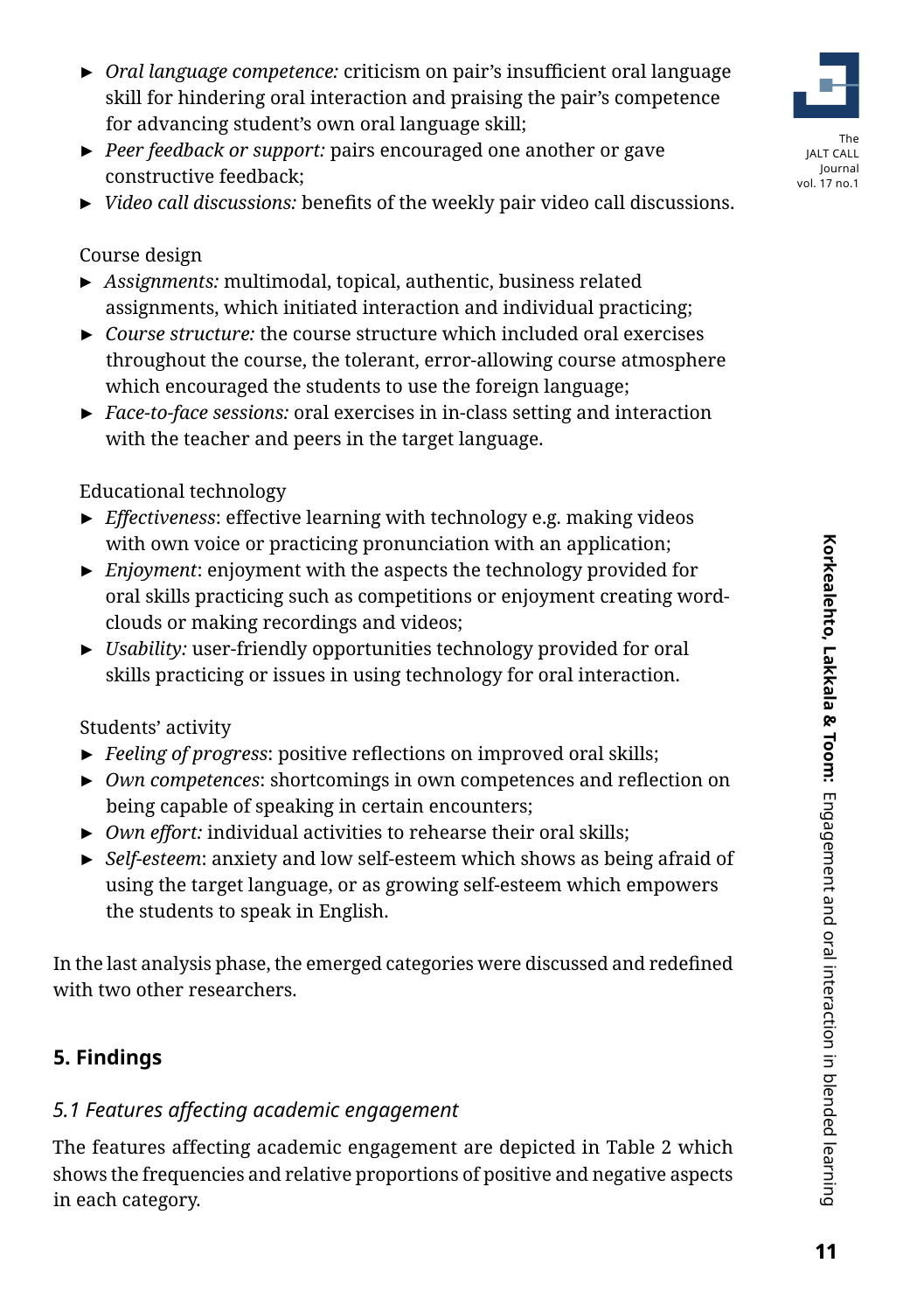- *Oral language competence:* criticism on pair's insufficient oral language skill for hindering oral interaction and praising the pair's competence for advancing student's own oral language skill;
- *Peer feedback or support:* pairs encouraged one another or gave constructive feedback;
- *Video call discussions:* benefits of the weekly pair video call discussions.

Course design

- *Assignments:* multimodal, topical, authentic, business related assignments, which initiated interaction and individual practicing;
- *Course structure:* the course structure which included oral exercises throughout the course, the tolerant, error-allowing course atmosphere which encouraged the students to use the foreign language;
- *Face-to-face sessions:* oral exercises in in-class setting and interaction with the teacher and peers in the target language.

Educational technology

- *Effectiveness*: effective learning with technology e.g. making videos with own voice or practicing pronunciation with an application;
- *Enjoyment*: enjoyment with the aspects the technology provided for oral skills practicing such as competitions or enjoyment creating word-clouds or making recordings and videos;
- *Usability:* user-friendly opportunities technology provided for oral skills practicing or issues in using technology for oral interaction.

Students' activity

- *Feeling of progress*: positive reflections on improved oral skills;
- *Own competences*: shortcomings in own competences and reflection on being capable of speaking in certain encounters;
- *Own effort:* individual activities to rehearse their oral skills;
- *Self-esteem*: anxiety and low self-esteem which shows as being afraid of using the target language, or as growing self-esteem which empowers the students to speak in English.

In the last analysis phase, the emerged categories were discussed and redefined with two other researchers.

## 5. Findings

### *5.1 Features affecting academic engagement*

The features affecting academic engagement are depicted in Table 2 which shows the frequencies and relative proportions of positive and negative aspects in each category.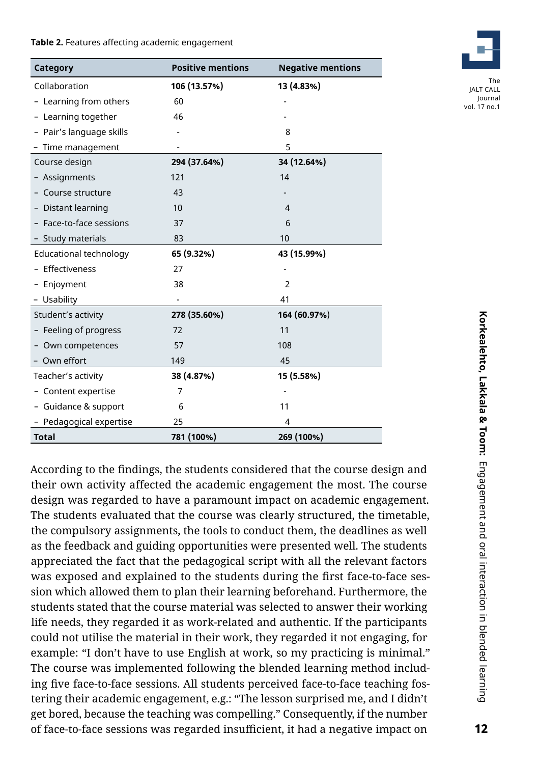**Table 2.** Features affecting academic engagement

| Category | Positive mentions | Negative mentions |
|---|---|---|
| Collaboration | **106 (13.57%)** | **13 (4.83%)** |
| – Learning from others | 60 | - |
| – Learning together | 46 | - |
| – Pair's language skills | - | 8 |
| – Time management | - | 5 |
| Course design | **294 (37.64%)** | **34 (12.64%)** |
| – Assignments | 121 | 14 |
| – Course structure | 43 | - |
| – Distant learning | 10 | 4 |
| – Face-to-face sessions | 37 | 6 |
| – Study materials | 83 | 10 |
| Educational technology | **65 (9.32%)** | **43 (15.99%)** |
| – Effectiveness | 27 | - |
| – Enjoyment | 38 | 2 |
| – Usability | - | 41 |
| Student's activity | **278 (35.60%)** | **164 (60.97%)** |
| – Feeling of progress | 72 | 11 |
| – Own competences | 57 | 108 |
| – Own effort | 149 | 45 |
| Teacher's activity | **38 (4.87%)** | **15 (5.58%)** |
| – Content expertise | 7 | - |
| – Guidance & support | 6 | 11 |
| – Pedagogical expertise | 25 | 4 |
| **Total** | **781 (100%)** | **269 (100%)** |

According to the findings, the students considered that the course design and their own activity affected the academic engagement the most. The course design was regarded to have a paramount impact on academic engagement. The students evaluated that the course was clearly structured, the timetable, the compulsory assignments, the tools to conduct them, the deadlines as well as the feedback and guiding opportunities were presented well. The students appreciated the fact that the pedagogical script with all the relevant factors was exposed and explained to the students during the first face-to-face session which allowed them to plan their learning beforehand. Furthermore, the students stated that the course material was selected to answer their working life needs, they regarded it as work-related and authentic. If the participants could not utilise the material in their work, they regarded it not engaging, for example: "I don't have to use English at work, so my practicing is minimal." The course was implemented following the blended learning method including five face-to-face sessions. All students perceived face-to-face teaching fostering their academic engagement, e.g.: "The lesson surprised me, and I didn't get bored, because the teaching was compelling." Consequently, if the number of face-to-face sessions was regarded insufficient, it had a negative impact on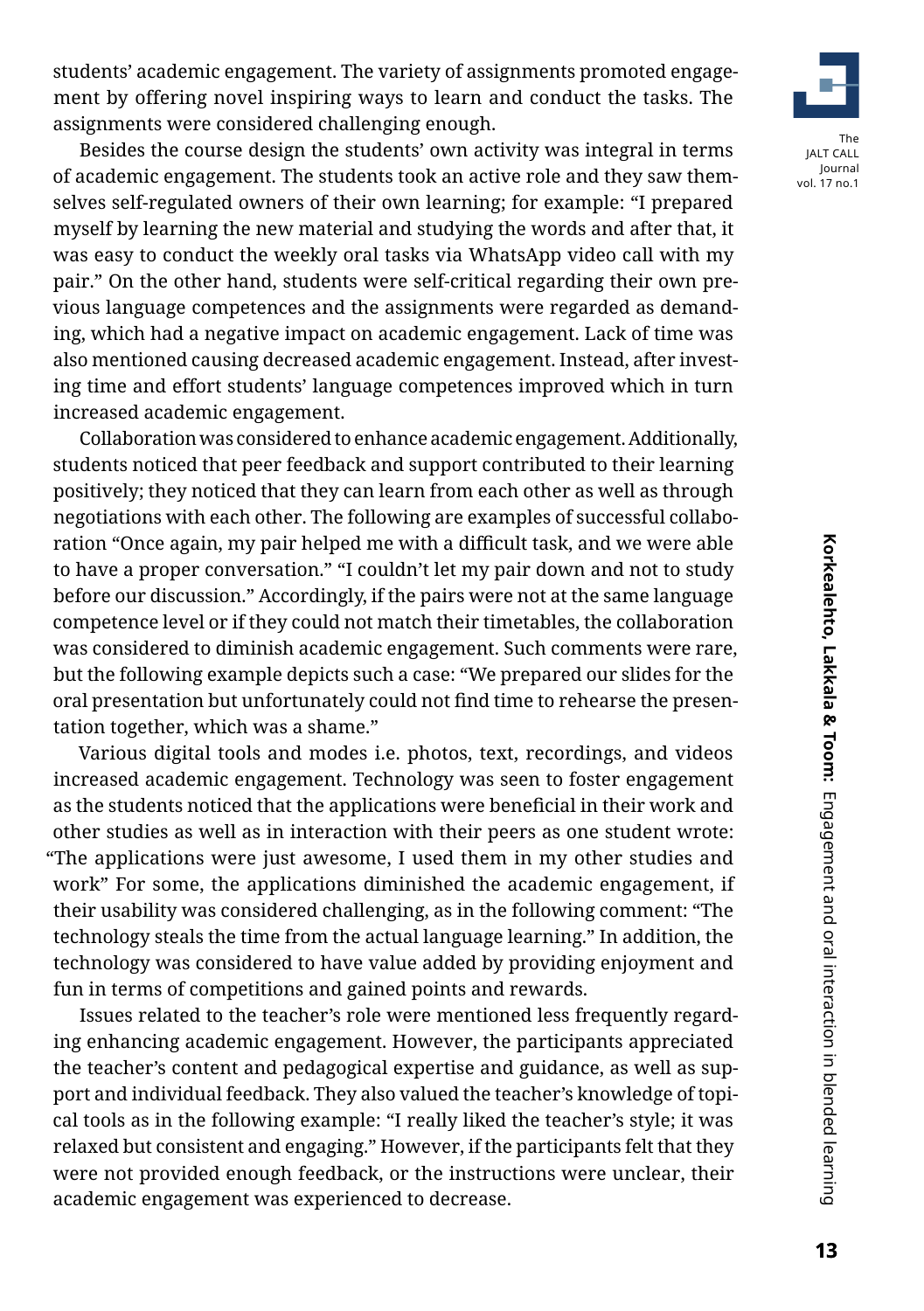students' academic engagement. The variety of assignments promoted engagement by offering novel inspiring ways to learn and conduct the tasks. The assignments were considered challenging enough.

Besides the course design the students' own activity was integral in terms of academic engagement. The students took an active role and they saw themselves self-regulated owners of their own learning; for example: "I prepared myself by learning the new material and studying the words and after that, it was easy to conduct the weekly oral tasks via WhatsApp video call with my pair." On the other hand, students were self-critical regarding their own previous language competences and the assignments were regarded as demanding, which had a negative impact on academic engagement. Lack of time was also mentioned causing decreased academic engagement. Instead, after investing time and effort students' language competences improved which in turn increased academic engagement.

Collaboration was considered to enhance academic engagement. Additionally, students noticed that peer feedback and support contributed to their learning positively; they noticed that they can learn from each other as well as through negotiations with each other. The following are examples of successful collaboration "Once again, my pair helped me with a difficult task, and we were able to have a proper conversation." "I couldn't let my pair down and not to study before our discussion." Accordingly, if the pairs were not at the same language competence level or if they could not match their timetables, the collaboration was considered to diminish academic engagement. Such comments were rare, but the following example depicts such a case: "We prepared our slides for the oral presentation but unfortunately could not find time to rehearse the presentation together, which was a shame."

Various digital tools and modes i.e. photos, text, recordings, and videos increased academic engagement. Technology was seen to foster engagement as the students noticed that the applications were beneficial in their work and other studies as well as in interaction with their peers as one student wrote: "The applications were just awesome, I used them in my other studies and work" For some, the applications diminished the academic engagement, if their usability was considered challenging, as in the following comment: "The technology steals the time from the actual language learning." In addition, the technology was considered to have value added by providing enjoyment and fun in terms of competitions and gained points and rewards.

Issues related to the teacher's role were mentioned less frequently regarding enhancing academic engagement. However, the participants appreciated the teacher's content and pedagogical expertise and guidance, as well as support and individual feedback. They also valued the teacher's knowledge of topical tools as in the following example: "I really liked the teacher's style; it was relaxed but consistent and engaging." However, if the participants felt that they were not provided enough feedback, or the instructions were unclear, their academic engagement was experienced to decrease.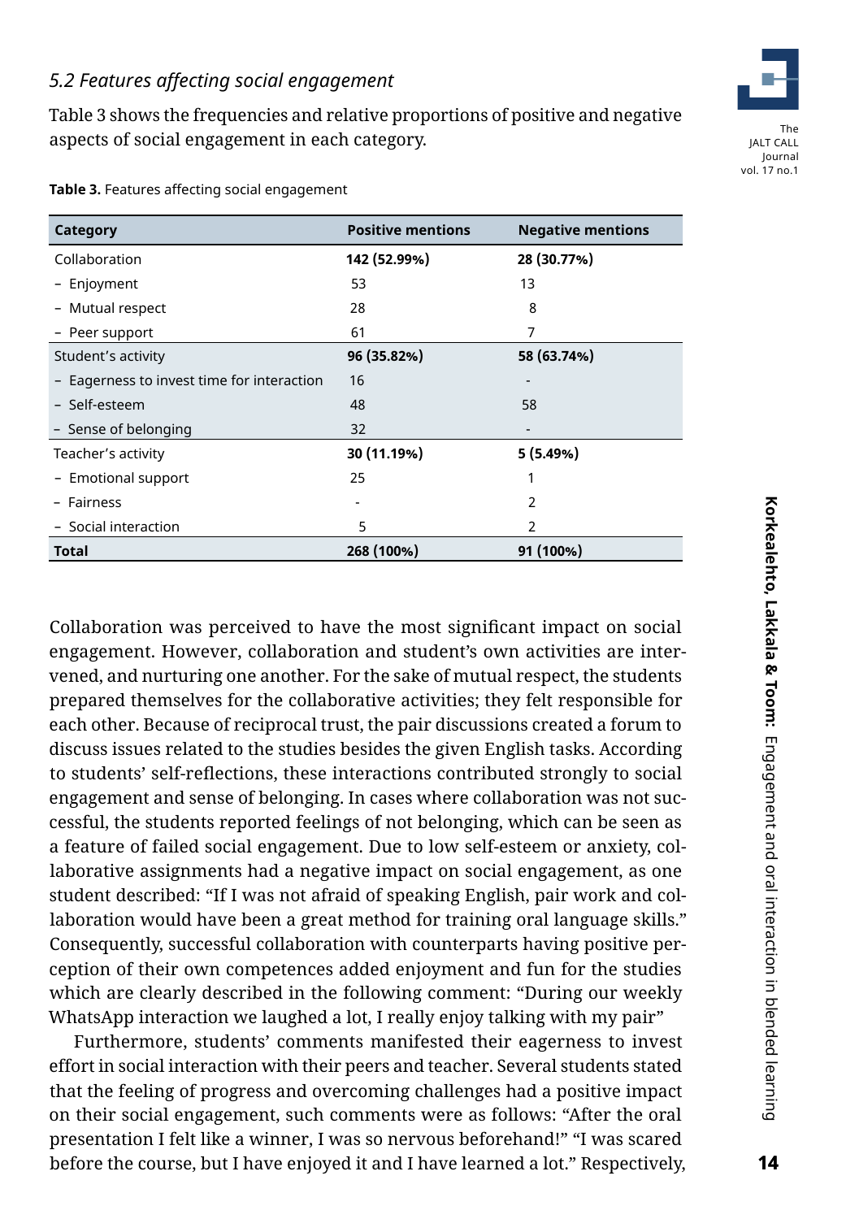### *5.2 Features affecting social engagement*

Table 3 shows the frequencies and relative proportions of positive and negative aspects of social engagement in each category.

**Table 3.** Features affecting social engagement

| Category | Positive mentions | Negative mentions |
|---|---|---|
| Collaboration | **142 (52.99%)** | **28 (30.77%)** |
| – Enjoyment | 53 | 13 |
| – Mutual respect | 28 | 8 |
| – Peer support | 61 | 7 |
| Student's activity | **96 (35.82%)** | **58 (63.74%)** |
| – Eagerness to invest time for interaction | 16 | - |
| – Self-esteem | 48 | 58 |
| – Sense of belonging | 32 | - |
| Teacher's activity | **30 (11.19%)** | **5 (5.49%)** |
| – Emotional support | 25 | 1 |
| – Fairness | - | 2 |
| – Social interaction | 5 | 2 |
| **Total** | **268 (100%)** | **91 (100%)** |

Collaboration was perceived to have the most significant impact on social engagement. However, collaboration and student's own activities are intervened, and nurturing one another. For the sake of mutual respect, the students prepared themselves for the collaborative activities; they felt responsible for each other. Because of reciprocal trust, the pair discussions created a forum to discuss issues related to the studies besides the given English tasks. According to students' self-reflections, these interactions contributed strongly to social engagement and sense of belonging. In cases where collaboration was not successful, the students reported feelings of not belonging, which can be seen as a feature of failed social engagement. Due to low self-esteem or anxiety, collaborative assignments had a negative impact on social engagement, as one student described: "If I was not afraid of speaking English, pair work and collaboration would have been a great method for training oral language skills." Consequently, successful collaboration with counterparts having positive perception of their own competences added enjoyment and fun for the studies which are clearly described in the following comment: "During our weekly WhatsApp interaction we laughed a lot, I really enjoy talking with my pair"

Furthermore, students' comments manifested their eagerness to invest effort in social interaction with their peers and teacher. Several students stated that the feeling of progress and overcoming challenges had a positive impact on their social engagement, such comments were as follows: "After the oral presentation I felt like a winner, I was so nervous beforehand!" "I was scared before the course, but I have enjoyed it and I have learned a lot." Respectively,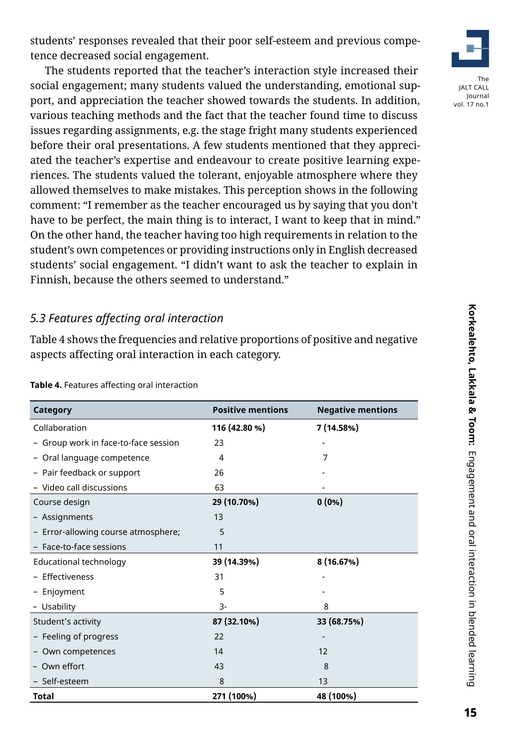students' responses revealed that their poor self-esteem and previous competence decreased social engagement.

The students reported that the teacher's interaction style increased their social engagement; many students valued the understanding, emotional support, and appreciation the teacher showed towards the students. In addition, various teaching methods and the fact that the teacher found time to discuss issues regarding assignments, e.g. the stage fright many students experienced before their oral presentations. A few students mentioned that they appreciated the teacher's expertise and endeavour to create positive learning experiences. The students valued the tolerant, enjoyable atmosphere where they allowed themselves to make mistakes. This perception shows in the following comment: "I remember as the teacher encouraged us by saying that you don't have to be perfect, the main thing is to interact, I want to keep that in mind." On the other hand, the teacher having too high requirements in relation to the student's own competences or providing instructions only in English decreased students' social engagement. "I didn't want to ask the teacher to explain in Finnish, because the others seemed to understand."

### *5.3 Features affecting oral interaction*

Table 4 shows the frequencies and relative proportions of positive and negative aspects affecting oral interaction in each category.

**Table 4.** Features affecting oral interaction

| Category | Positive mentions | Negative mentions |
|---|---|---|
| Collaboration | **116 (42.80 %)** | **7 (14.58%)** |
| – Group work in face-to-face session | 23 | - |
| – Oral language competence | 4 | 7 |
| – Pair feedback or support | 26 | - |
| – Video call discussions | 63 | - |
| Course design | **29 (10.70%)** | **0 (0%)** |
| – Assignments | 13 | |
| – Error-allowing course atmosphere; | 5 | |
| – Face-to-face sessions | 11 | |
| Educational technology | **39 (14.39%)** | **8 (16.67%)** |
| – Effectiveness | 31 | - |
| – Enjoyment | 5 | - |
| – Usability | 3- | 8 |
| Student's activity | **87 (32.10%)** | **33 (68.75%)** |
| – Feeling of progress | 22 | - |
| – Own competences | 14 | 12 |
| – Own effort | 43 | 8 |
| – Self-esteem | 8 | 13 |
| **Total** | **271 (100%)** | **48 (100%)** |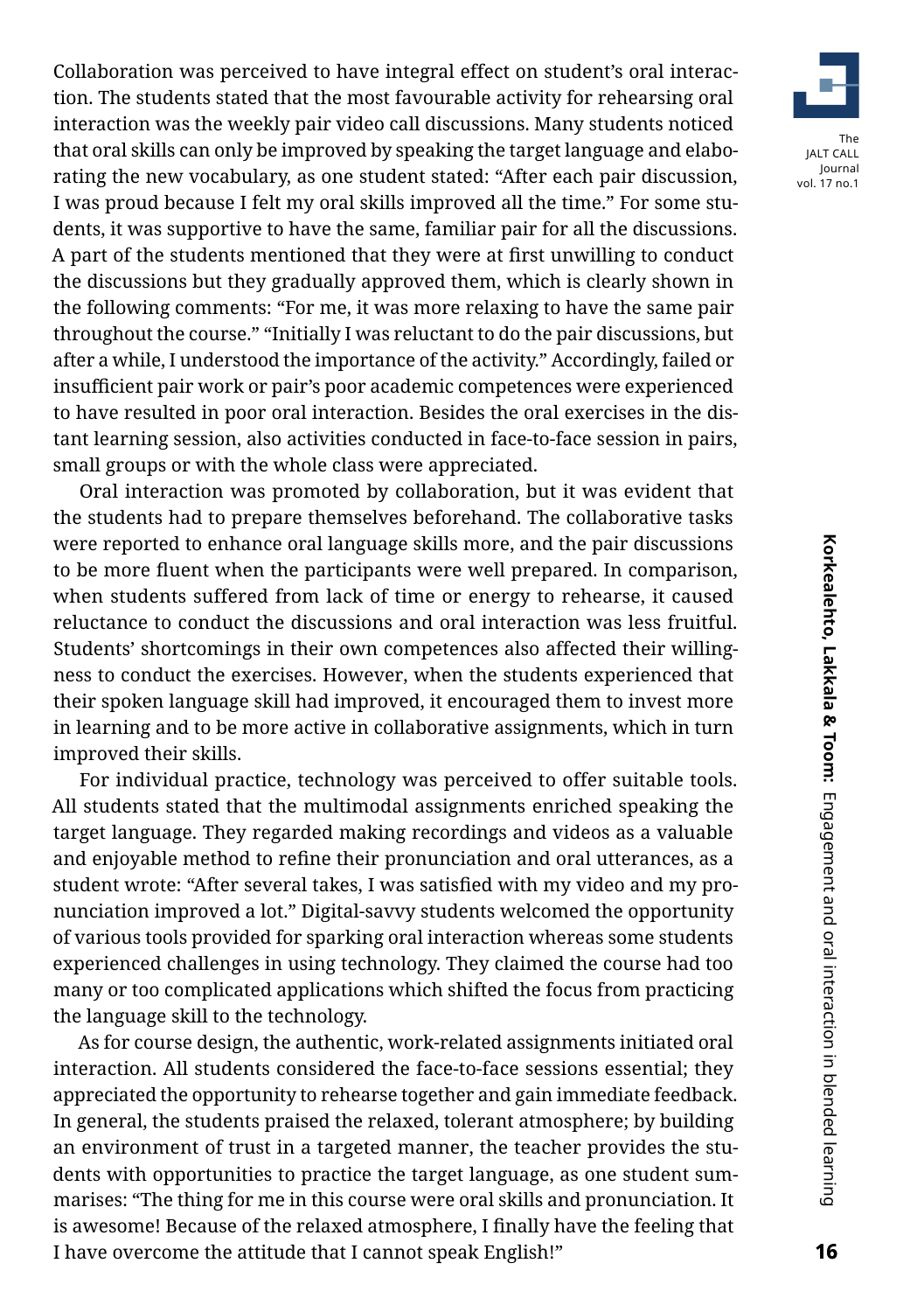Collaboration was perceived to have integral effect on student's oral interaction. The students stated that the most favourable activity for rehearsing oral interaction was the weekly pair video call discussions. Many students noticed that oral skills can only be improved by speaking the target language and elaborating the new vocabulary, as one student stated: "After each pair discussion, I was proud because I felt my oral skills improved all the time." For some students, it was supportive to have the same, familiar pair for all the discussions. A part of the students mentioned that they were at first unwilling to conduct the discussions but they gradually approved them, which is clearly shown in the following comments: "For me, it was more relaxing to have the same pair throughout the course." "Initially I was reluctant to do the pair discussions, but after a while, I understood the importance of the activity." Accordingly, failed or insufficient pair work or pair's poor academic competences were experienced to have resulted in poor oral interaction. Besides the oral exercises in the distant learning session, also activities conducted in face-to-face session in pairs, small groups or with the whole class were appreciated.

Oral interaction was promoted by collaboration, but it was evident that the students had to prepare themselves beforehand. The collaborative tasks were reported to enhance oral language skills more, and the pair discussions to be more fluent when the participants were well prepared. In comparison, when students suffered from lack of time or energy to rehearse, it caused reluctance to conduct the discussions and oral interaction was less fruitful. Students' shortcomings in their own competences also affected their willingness to conduct the exercises. However, when the students experienced that their spoken language skill had improved, it encouraged them to invest more in learning and to be more active in collaborative assignments, which in turn improved their skills.

For individual practice, technology was perceived to offer suitable tools. All students stated that the multimodal assignments enriched speaking the target language. They regarded making recordings and videos as a valuable and enjoyable method to refine their pronunciation and oral utterances, as a student wrote: "After several takes, I was satisfied with my video and my pronunciation improved a lot." Digital-savvy students welcomed the opportunity of various tools provided for sparking oral interaction whereas some students experienced challenges in using technology. They claimed the course had too many or too complicated applications which shifted the focus from practicing the language skill to the technology.

As for course design, the authentic, work-related assignments initiated oral interaction. All students considered the face-to-face sessions essential; they appreciated the opportunity to rehearse together and gain immediate feedback. In general, the students praised the relaxed, tolerant atmosphere; by building an environment of trust in a targeted manner, the teacher provides the students with opportunities to practice the target language, as one student summarises: "The thing for me in this course were oral skills and pronunciation. It is awesome! Because of the relaxed atmosphere, I finally have the feeling that I have overcome the attitude that I cannot speak English!"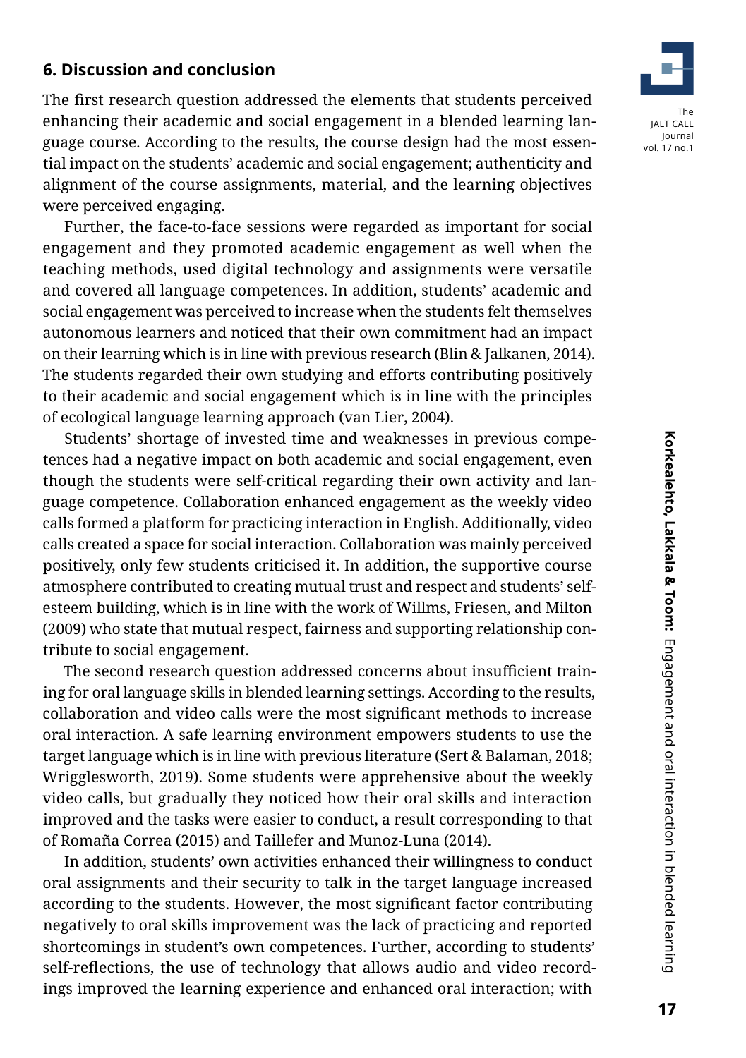## 6. Discussion and conclusion

The first research question addressed the elements that students perceived enhancing their academic and social engagement in a blended learning language course. According to the results, the course design had the most essential impact on the students' academic and social engagement; authenticity and alignment of the course assignments, material, and the learning objectives were perceived engaging.

Further, the face-to-face sessions were regarded as important for social engagement and they promoted academic engagement as well when the teaching methods, used digital technology and assignments were versatile and covered all language competences. In addition, students' academic and social engagement was perceived to increase when the students felt themselves autonomous learners and noticed that their own commitment had an impact on their learning which is in line with previous research (Blin & Jalkanen, 2014). The students regarded their own studying and efforts contributing positively to their academic and social engagement which is in line with the principles of ecological language learning approach (van Lier, 2004).

Students' shortage of invested time and weaknesses in previous competences had a negative impact on both academic and social engagement, even though the students were self-critical regarding their own activity and language competence. Collaboration enhanced engagement as the weekly video calls formed a platform for practicing interaction in English. Additionally, video calls created a space for social interaction. Collaboration was mainly perceived positively, only few students criticised it. In addition, the supportive course atmosphere contributed to creating mutual trust and respect and students' self-esteem building, which is in line with the work of Willms, Friesen, and Milton (2009) who state that mutual respect, fairness and supporting relationship contribute to social engagement.

The second research question addressed concerns about insufficient training for oral language skills in blended learning settings. According to the results, collaboration and video calls were the most significant methods to increase oral interaction. A safe learning environment empowers students to use the target language which is in line with previous literature (Sert & Balaman, 2018; Wrigglesworth, 2019). Some students were apprehensive about the weekly video calls, but gradually they noticed how their oral skills and interaction improved and the tasks were easier to conduct, a result corresponding to that of Romaña Correa (2015) and Taillefer and Munoz-Luna (2014).

In addition, students' own activities enhanced their willingness to conduct oral assignments and their security to talk in the target language increased according to the students. However, the most significant factor contributing negatively to oral skills improvement was the lack of practicing and reported shortcomings in student's own competences. Further, according to students' self-reflections, the use of technology that allows audio and video recordings improved the learning experience and enhanced oral interaction; with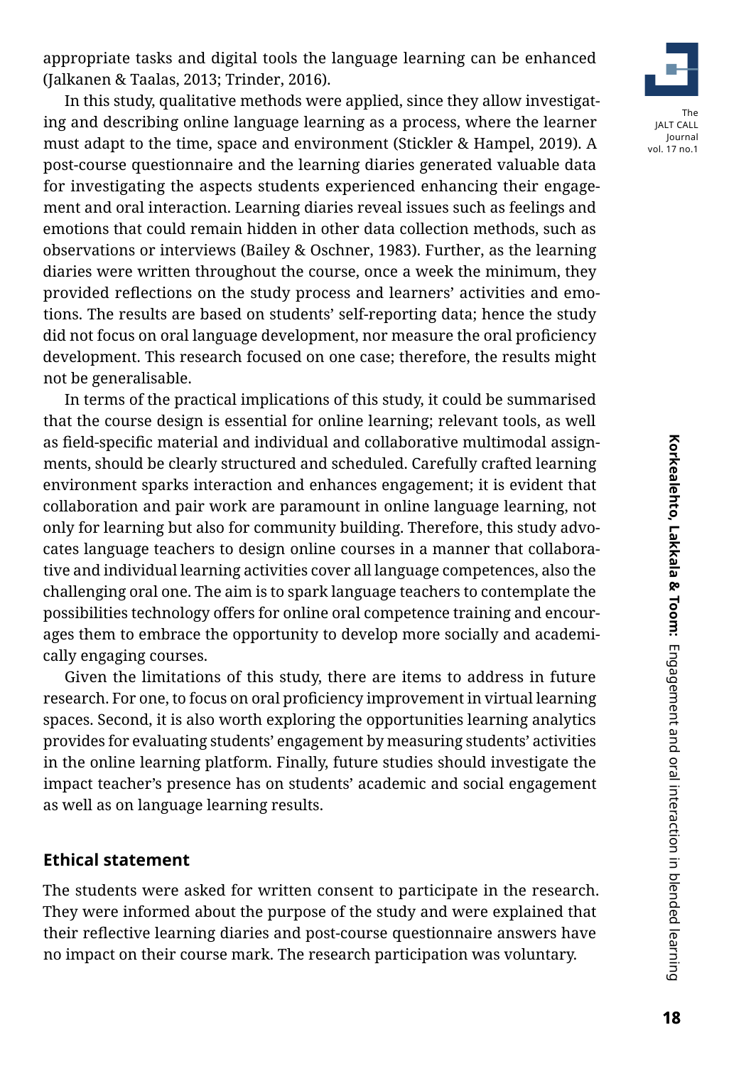appropriate tasks and digital tools the language learning can be enhanced (Jalkanen & Taalas, 2013; Trinder, 2016).

In this study, qualitative methods were applied, since they allow investigating and describing online language learning as a process, where the learner must adapt to the time, space and environment (Stickler & Hampel, 2019). A post-course questionnaire and the learning diaries generated valuable data for investigating the aspects students experienced enhancing their engagement and oral interaction. Learning diaries reveal issues such as feelings and emotions that could remain hidden in other data collection methods, such as observations or interviews (Bailey & Oschner, 1983). Further, as the learning diaries were written throughout the course, once a week the minimum, they provided reflections on the study process and learners' activities and emotions. The results are based on students' self-reporting data; hence the study did not focus on oral language development, nor measure the oral proficiency development. This research focused on one case; therefore, the results might not be generalisable.

In terms of the practical implications of this study, it could be summarised that the course design is essential for online learning; relevant tools, as well as field-specific material and individual and collaborative multimodal assignments, should be clearly structured and scheduled. Carefully crafted learning environment sparks interaction and enhances engagement; it is evident that collaboration and pair work are paramount in online language learning, not only for learning but also for community building. Therefore, this study advocates language teachers to design online courses in a manner that collaborative and individual learning activities cover all language competences, also the challenging oral one. The aim is to spark language teachers to contemplate the possibilities technology offers for online oral competence training and encourages them to embrace the opportunity to develop more socially and academically engaging courses.

Given the limitations of this study, there are items to address in future research. For one, to focus on oral proficiency improvement in virtual learning spaces. Second, it is also worth exploring the opportunities learning analytics provides for evaluating students' engagement by measuring students' activities in the online learning platform. Finally, future studies should investigate the impact teacher's presence has on students' academic and social engagement as well as on language learning results.

## Ethical statement

The students were asked for written consent to participate in the research. They were informed about the purpose of the study and were explained that their reflective learning diaries and post-course questionnaire answers have no impact on their course mark. The research participation was voluntary.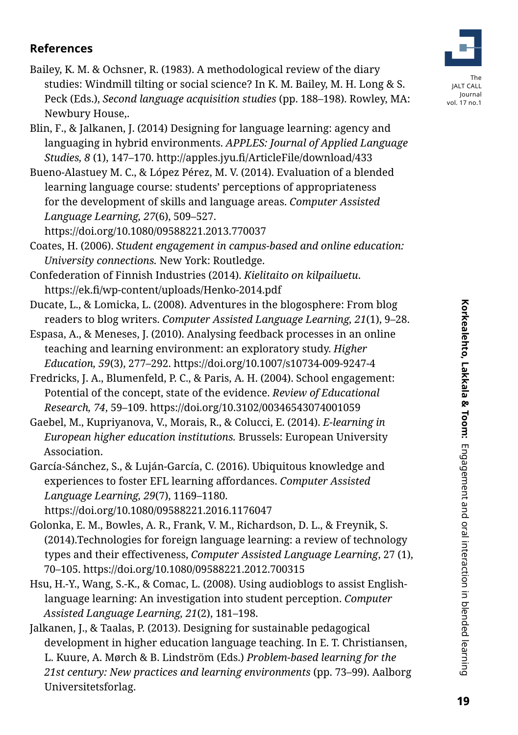## References

Bailey, K. M. & Ochsner, R. (1983). A methodological review of the diary studies: Windmill tilting or social science? In K. M. Bailey, M. H. Long & S. Peck (Eds.), *Second language acquisition studies* (pp. 188–198). Rowley, MA: Newbury House,.

Blin, F., & Jalkanen, J. (2014) Designing for language learning: agency and languaging in hybrid environments. *APPLES: Journal of Applied Language Studies, 8* (1), 147–170. http://apples.jyu.fi/ArticleFile/download/433

Bueno-Alastuey M. C., & López Pérez, M. V. (2014). Evaluation of a blended learning language course: students' perceptions of appropriateness for the development of skills and language areas. *Computer Assisted Language Learning, 27*(6), 509–527. https://doi.org/10.1080/09588221.2013.770037

Coates, H. (2006). *Student engagement in campus-based and online education: University connections.* New York: Routledge.

Confederation of Finnish Industries (2014). *Kielitaito on kilpailuetu*. https://ek.fi/wp-content/uploads/Henko-2014.pdf

Ducate, L., & Lomicka, L. (2008). Adventures in the blogosphere: From blog readers to blog writers. *Computer Assisted Language Learning, 21*(1), 9–28.

Espasa, A., & Meneses, J. (2010). Analysing feedback processes in an online teaching and learning environment: an exploratory study. *Higher Education, 59*(3), 277–292. https://doi.org/10.1007/s10734-009-9247-4

Fredricks, J. A., Blumenfeld, P. C., & Paris, A. H. (2004). School engagement: Potential of the concept, state of the evidence. *Review of Educational Research, 74*, 59–109. https://doi.org/10.3102/00346543074001059

Gaebel, M., Kupriyanova, V., Morais, R., & Colucci, E. (2014). *E-learning in European higher education institutions.* Brussels: European University Association.

García-Sánchez, S., & Luján-García, C. (2016). Ubiquitous knowledge and experiences to foster EFL learning affordances. *Computer Assisted Language Learning, 29*(7), 1169–1180. https://doi.org/10.1080/09588221.2016.1176047

Golonka, E. M., Bowles, A. R., Frank, V. M., Richardson, D. L., & Freynik, S. (2014).Technologies for foreign language learning: a review of technology types and their effectiveness, *Computer Assisted Language Learning*, 27 (1), 70–105. https://doi.org/10.1080/09588221.2012.700315

Hsu, H.-Y., Wang, S.-K., & Comac, L. (2008). Using audioblogs to assist English-language learning: An investigation into student perception. *Computer Assisted Language Learning, 21*(2), 181–198.

Jalkanen, J., & Taalas, P. (2013). Designing for sustainable pedagogical development in higher education language teaching. In E. T. Christiansen, L. Kuure, A. Mørch & B. Lindström (Eds.) *Problem-based learning for the 21st century: New practices and learning environments* (pp. 73–99). Aalborg Universitetsforlag.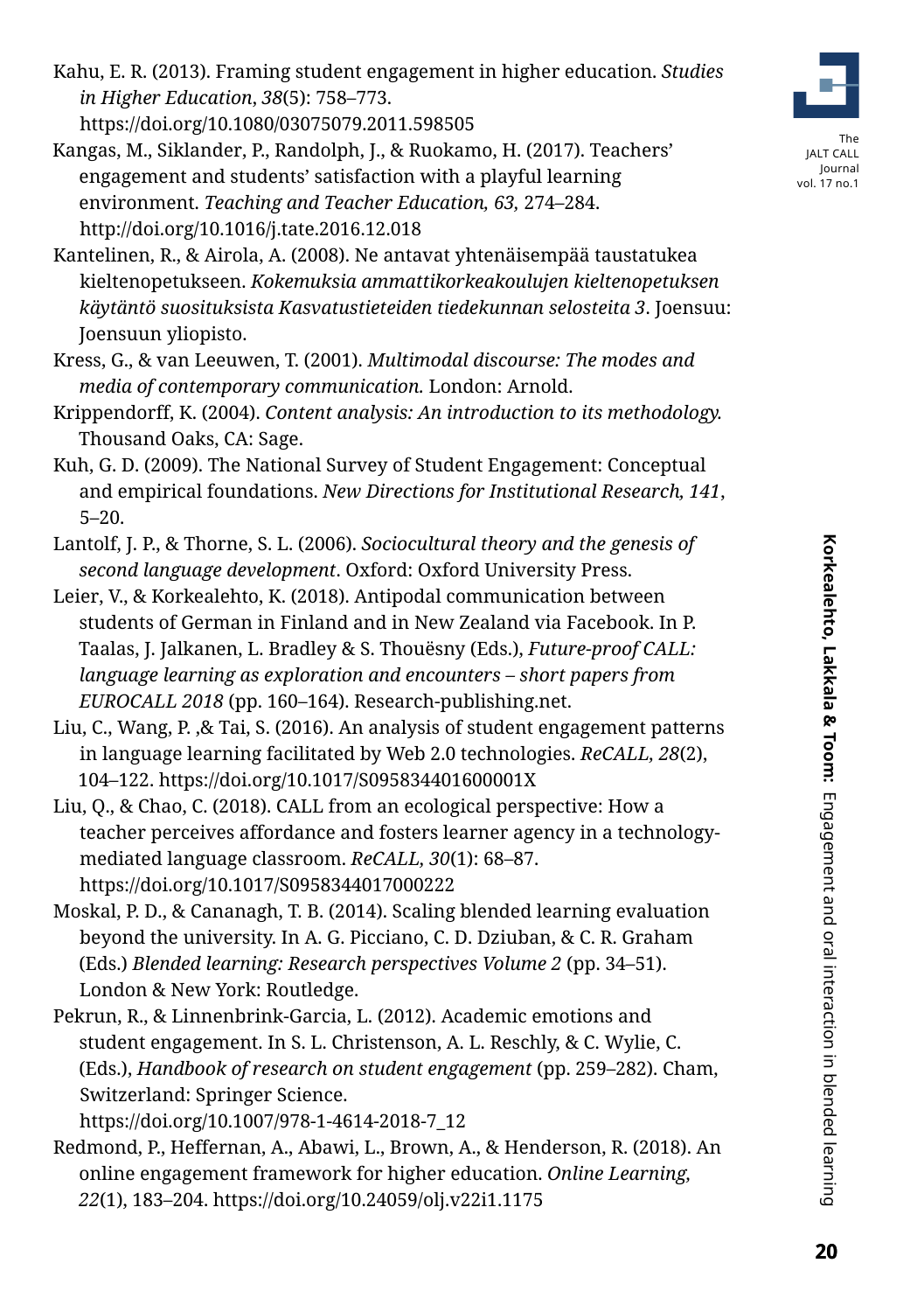Kahu, E. R. (2013). Framing student engagement in higher education. *Studies in Higher Education*, *38*(5): 758–773. https://doi.org/10.1080/03075079.2011.598505

Kangas, M., Siklander, P., Randolph, J., & Ruokamo, H. (2017). Teachers' engagement and students' satisfaction with a playful learning environment. *Teaching and Teacher Education, 63,* 274–284. http://doi.org/10.1016/j.tate.2016.12.018

Kantelinen, R., & Airola, A. (2008). Ne antavat yhtenäisempää taustatukea kieltenopetukseen. *Kokemuksia ammattikorkeakoulujen kieltenopetuksen käytäntö suosituksista Kasvatustieteiden tiedekunnan selosteita 3*. Joensuu: Joensuun yliopisto.

Kress, G., & van Leeuwen, T. (2001). *Multimodal discourse: The modes and media of contemporary communication.* London: Arnold.

Krippendorff, K. (2004). *Content analysis: An introduction to its methodology.* Thousand Oaks, CA: Sage.

Kuh, G. D. (2009). The National Survey of Student Engagement: Conceptual and empirical foundations. *New Directions for Institutional Research, 141*, 5–20.

Lantolf, J. P., & Thorne, S. L. (2006). *Sociocultural theory and the genesis of second language development*. Oxford: Oxford University Press.

Leier, V., & Korkealehto, K. (2018). Antipodal communication between students of German in Finland and in New Zealand via Facebook. In P. Taalas, J. Jalkanen, L. Bradley & S. Thouësny (Eds.), *Future-proof CALL: language learning as exploration and encounters – short papers from EUROCALL 2018* (pp. 160–164). Research-publishing.net.

Liu, C., Wang, P. ,& Tai, S. (2016). An analysis of student engagement patterns in language learning facilitated by Web 2.0 technologies. *ReCALL, 28*(2), 104–122. https://doi.org/10.1017/S095834401600001X

Liu, Q., & Chao, C. (2018). CALL from an ecological perspective: How a teacher perceives affordance and fosters learner agency in a technology-mediated language classroom. *ReCALL, 30*(1): 68–87. https://doi.org/10.1017/S0958344017000222

Moskal, P. D., & Cananagh, T. B. (2014). Scaling blended learning evaluation beyond the university. In A. G. Picciano, C. D. Dziuban, & C. R. Graham (Eds.) *Blended learning: Research perspectives Volume 2* (pp. 34–51). London & New York: Routledge.

Pekrun, R., & Linnenbrink-Garcia, L. (2012). Academic emotions and student engagement. In S. L. Christenson, A. L. Reschly, & C. Wylie, C. (Eds.), *Handbook of research on student engagement* (pp. 259–282). Cham, Switzerland: Springer Science. https://doi.org/10.1007/978-1-4614-2018-7_12

Redmond, P., Heffernan, A., Abawi, L., Brown, A., & Henderson, R. (2018). An online engagement framework for higher education. *Online Learning, 22*(1), 183–204. https://doi.org/10.24059/olj.v22i1.1175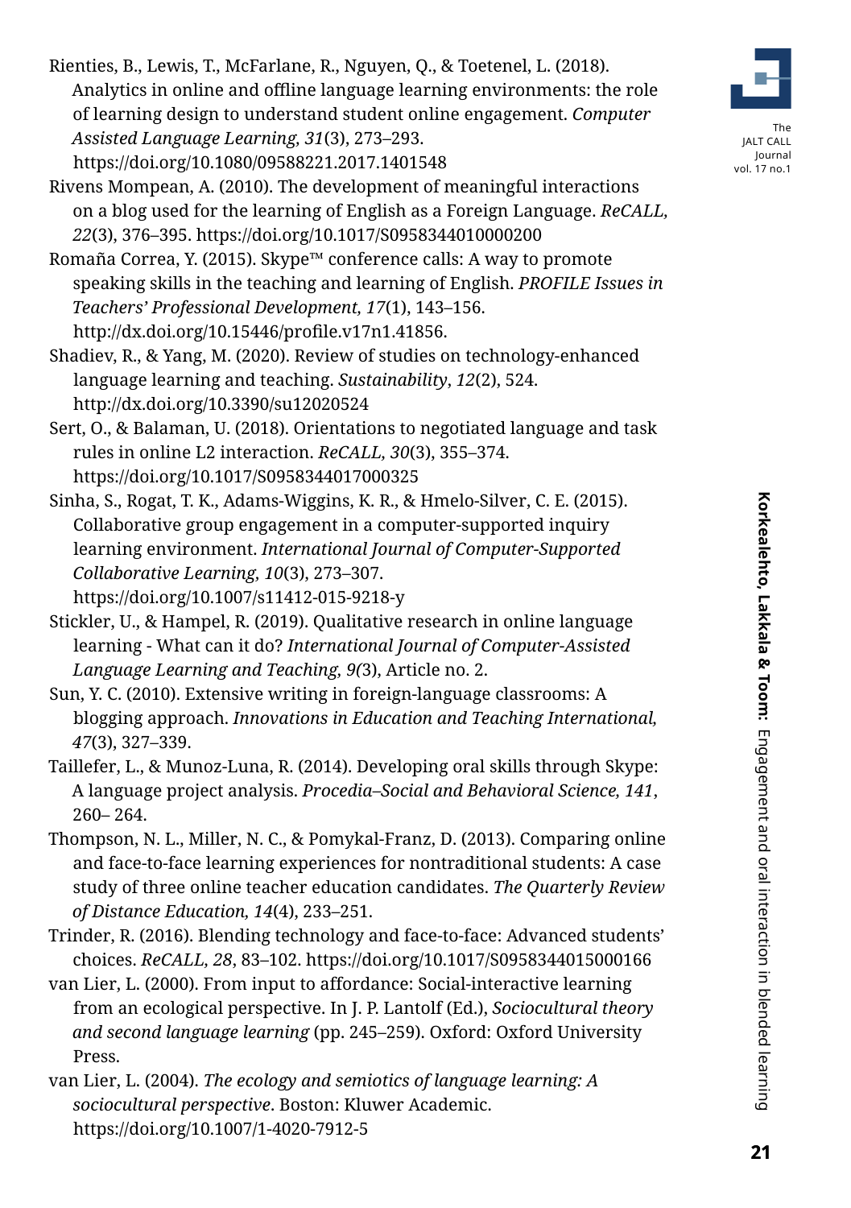Rienties, B., Lewis, T., McFarlane, R., Nguyen, Q., & Toetenel, L. (2018). Analytics in online and offline language learning environments: the role of learning design to understand student online engagement. *Computer Assisted Language Learning, 31*(3), 273–293. https://doi.org/10.1080/09588221.2017.1401548

Rivens Mompean, A. (2010). The development of meaningful interactions on a blog used for the learning of English as a Foreign Language. *ReCALL, 22*(3), 376–395. https://doi.org/10.1017/S0958344010000200

Romaña Correa, Y. (2015). Skype™ conference calls: A way to promote speaking skills in the teaching and learning of English. *PROFILE Issues in Teachers' Professional Development, 17*(1), 143–156. http://dx.doi.org/10.15446/profile.v17n1.41856.

Shadiev, R., & Yang, M. (2020). Review of studies on technology-enhanced language learning and teaching. *Sustainability*, *12*(2), 524. http://dx.doi.org/10.3390/su12020524

Sert, O., & Balaman, U. (2018). Orientations to negotiated language and task rules in online L2 interaction. *ReCALL, 30*(3), 355–374. https://doi.org/10.1017/S0958344017000325

Sinha, S., Rogat, T. K., Adams-Wiggins, K. R., & Hmelo-Silver, C. E. (2015). Collaborative group engagement in a computer-supported inquiry learning environment. *International Journal of Computer-Supported Collaborative Learning, 10*(3), 273–307. https://doi.org/10.1007/s11412-015-9218-y

Stickler, U., & Hampel, R. (2019). Qualitative research in online language learning - What can it do? *International Journal of Computer-Assisted Language Learning and Teaching, 9(*3), Article no. 2.

Sun, Y. C. (2010). Extensive writing in foreign-language classrooms: A blogging approach. *Innovations in Education and Teaching International, 47*(3), 327–339.

Taillefer, L., & Munoz-Luna, R. (2014). Developing oral skills through Skype: A language project analysis. *Procedia–Social and Behavioral Science, 141*, 260– 264.

Thompson, N. L., Miller, N. C., & Pomykal-Franz, D. (2013). Comparing online and face-to-face learning experiences for nontraditional students: A case study of three online teacher education candidates. *The Quarterly Review of Distance Education, 14*(4), 233–251.

Trinder, R. (2016). Blending technology and face-to-face: Advanced students' choices. *ReCALL, 28*, 83–102. https://doi.org/10.1017/S0958344015000166

van Lier, L. (2000). From input to affordance: Social-interactive learning from an ecological perspective. In J. P. Lantolf (Ed.), *Sociocultural theory and second language learning* (pp. 245–259). Oxford: Oxford University Press.

van Lier, L. (2004). *The ecology and semiotics of language learning: A sociocultural perspective*. Boston: Kluwer Academic. https://doi.org/10.1007/1-4020-7912-5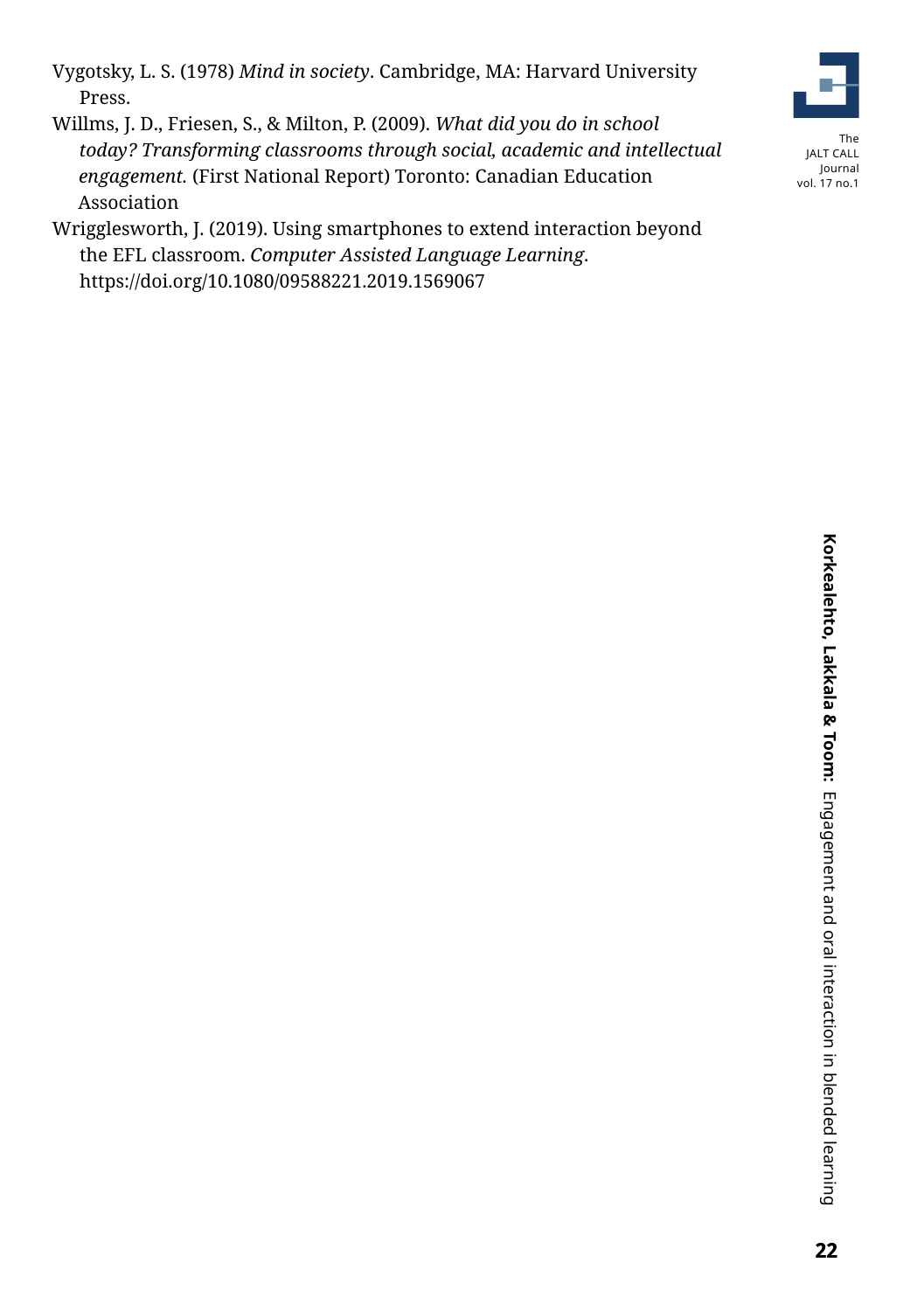Vygotsky, L. S. (1978) *Mind in society*. Cambridge, MA: Harvard University Press.

Willms, J. D., Friesen, S., & Milton, P. (2009). *What did you do in school today? Transforming classrooms through social, academic and intellectual engagement.* (First National Report) Toronto: Canadian Education Association

Wrigglesworth, J. (2019). Using smartphones to extend interaction beyond the EFL classroom. *Computer Assisted Language Learning*. https://doi.org/10.1080/09588221.2019.1569067